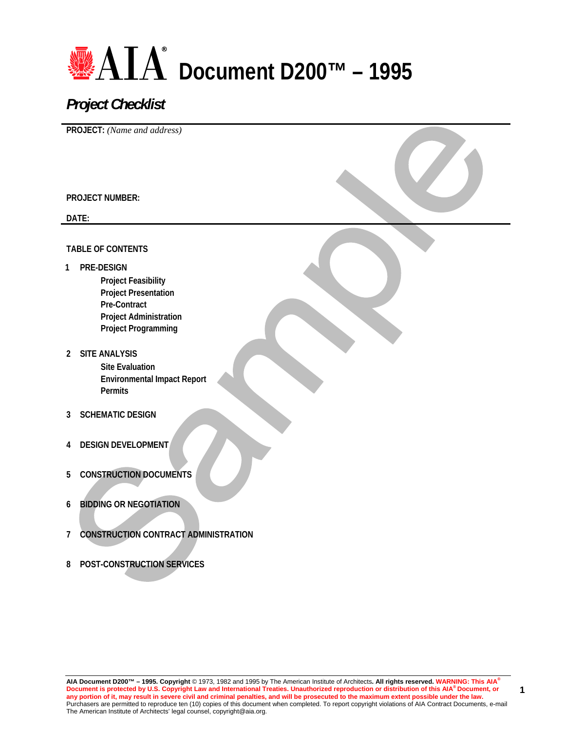# AIA® Document D200™ – 1995

## *Project Checklist*

**PROJECT:** *(Name and address)*

**PROJECT NUMBER:**

**DATE:**

**TABLE OF CONTENTS**

**1 PRE-DESIGN**

- **Project Feasibility**
- **Project Presentation**
- **Pre-Contract**
- **Project Administration**
- **Project Programming**

**2 SITE ANALYSIS**

- **Site Evaluation**
- **Environmental Impact Report**
- **Permits**

**3 SCHEMATIC DESIGN**

**4 DESIGN DEVELOPMENT**

**5 CONSTRUCTION DOCUMENTS**

**6 BIDDING OR NEGOTIATION**

**7 CONSTRUCTION CONTRACT ADMINISTRATION**

**8 POST-CONSTRUCTION SERVICES**

**AIA Document D200™ – 1995. Copyright** © 1973, 1982 and 1995 by The American Institute of Architects**. All rights reserved. WARNING: This AIA® Document is protected by U.S. Copyright Law and International Treaties. Unauthorized reproduction or distribution of this AIA® Document, or any portion of it, may result in severe civil and criminal penalties, and will be prosecuted to the maximum extent possible under the law.** Purchasers are permitted to reproduce ten (10) copies of this document when completed. To report copyright violations of AIA Contract Documents, e-mail The American Institute of Architects' legal counsel, copyright@aia.org.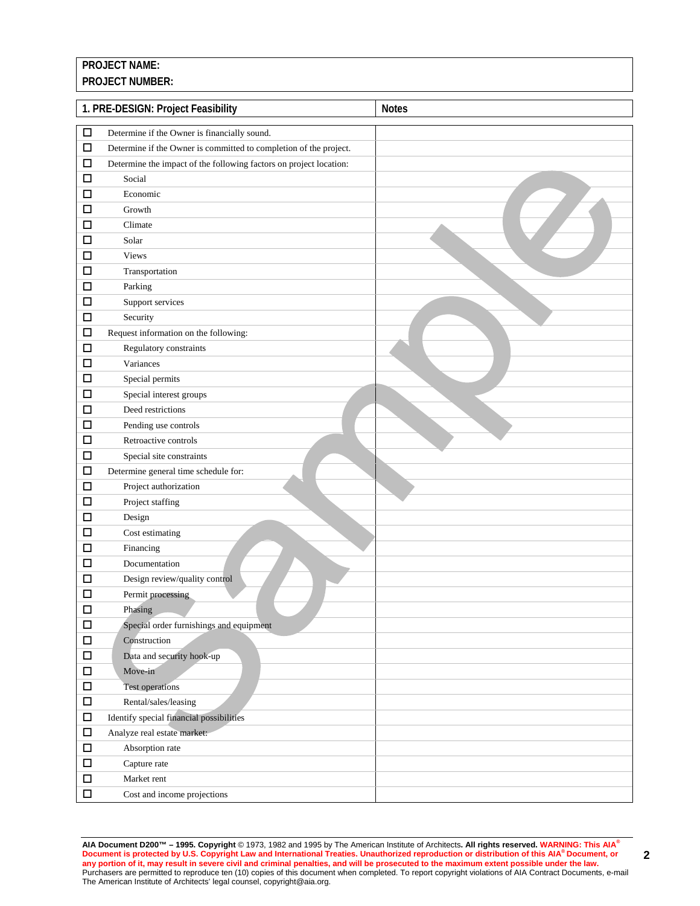**PROJECT NAME:**
**PROJECT NUMBER:**

| 1. PRE-DESIGN: Project Feasibility | Notes |
|---|---|
| ☐ Determine if the Owner is financially sound. | |
| ☐ Determine if the Owner is committed to completion of the project. | |
| ☐ Determine the impact of the following factors on project location: | |
| ☐ Social | |
| ☐ Economic | |
| ☐ Growth | |
| ☐ Climate | |
| ☐ Solar | |
| ☐ Views | |
| ☐ Transportation | |
| ☐ Parking | |
| ☐ Support services | |
| ☐ Security | |
| ☐ Request information on the following: | |
| ☐ Regulatory constraints | |
| ☐ Variances | |
| ☐ Special permits | |
| ☐ Special interest groups | |
| ☐ Deed restrictions | |
| ☐ Pending use controls | |
| ☐ Retroactive controls | |
| ☐ Special site constraints | |
| ☐ Determine general time schedule for: | |
| ☐ Project authorization | |
| ☐ Project staffing | |
| ☐ Design | |
| ☐ Cost estimating | |
| ☐ Financing | |
| ☐ Documentation | |
| ☐ Design review/quality control | |
| ☐ Permit processing | |
| ☐ Phasing | |
| ☐ Special order furnishings and equipment | |
| ☐ Construction | |
| ☐ Data and security hook-up | |
| ☐ Move-in | |
| ☐ Test operations | |
| ☐ Rental/sales/leasing | |
| ☐ Identify special financial possibilities | |
| ☐ Analyze real estate market: | |
| ☐ Absorption rate | |
| ☐ Capture rate | |
| ☐ Market rent | |
| ☐ Cost and income projections | |

**AIA Document D200™ – 1995. Copyright** © 1973, 1982 and 1995 by The American Institute of Architects**. All rights reserved. WARNING: This AIA® Document is protected by U.S. Copyright Law and International Treaties. Unauthorized reproduction or distribution of this AIA® Document, or any portion of it, may result in severe civil and criminal penalties, and will be prosecuted to the maximum extent possible under the law.** Purchasers are permitted to reproduce ten (10) copies of this document when completed. To report copyright violations of AIA Contract Documents, e-mail The American Institute of Architects' legal counsel, copyright@aia.org.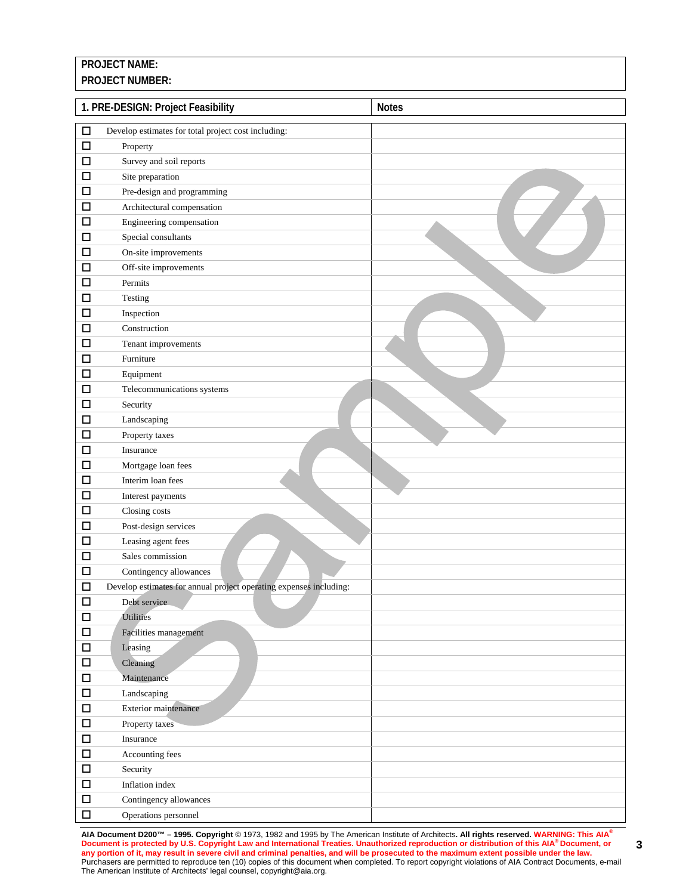**PROJECT NAME:**

**PROJECT NUMBER:**

| | 1. PRE-DESIGN: Project Feasibility | Notes |
|---|---|---|
| ☐ | Develop estimates for total project cost including: | |
| ☐ | Property | |
| ☐ | Survey and soil reports | |
| ☐ | Site preparation | |
| ☐ | Pre-design and programming | |
| ☐ | Architectural compensation | |
| ☐ | Engineering compensation | |
| ☐ | Special consultants | |
| ☐ | On-site improvements | |
| ☐ | Off-site improvements | |
| ☐ | Permits | |
| ☐ | Testing | |
| ☐ | Inspection | |
| ☐ | Construction | |
| ☐ | Tenant improvements | |
| ☐ | Furniture | |
| ☐ | Equipment | |
| ☐ | Telecommunications systems | |
| ☐ | Security | |
| ☐ | Landscaping | |
| ☐ | Property taxes | |
| ☐ | Insurance | |
| ☐ | Mortgage loan fees | |
| ☐ | Interim loan fees | |
| ☐ | Interest payments | |
| ☐ | Closing costs | |
| ☐ | Post-design services | |
| ☐ | Leasing agent fees | |
| ☐ | Sales commission | |
| ☐ | Contingency allowances | |
| ☐ | Develop estimates for annual project operating expenses including: | |
| ☐ | Debt service | |
| ☐ | Utilities | |
| ☐ | Facilities management | |
| ☐ | Leasing | |
| ☐ | Cleaning | |
| ☐ | Maintenance | |
| ☐ | Landscaping | |
| ☐ | Exterior maintenance | |
| ☐ | Property taxes | |
| ☐ | Insurance | |
| ☐ | Accounting fees | |
| ☐ | Security | |
| ☐ | Inflation index | |
| ☐ | Contingency allowances | |
| ☐ | Operations personnel | |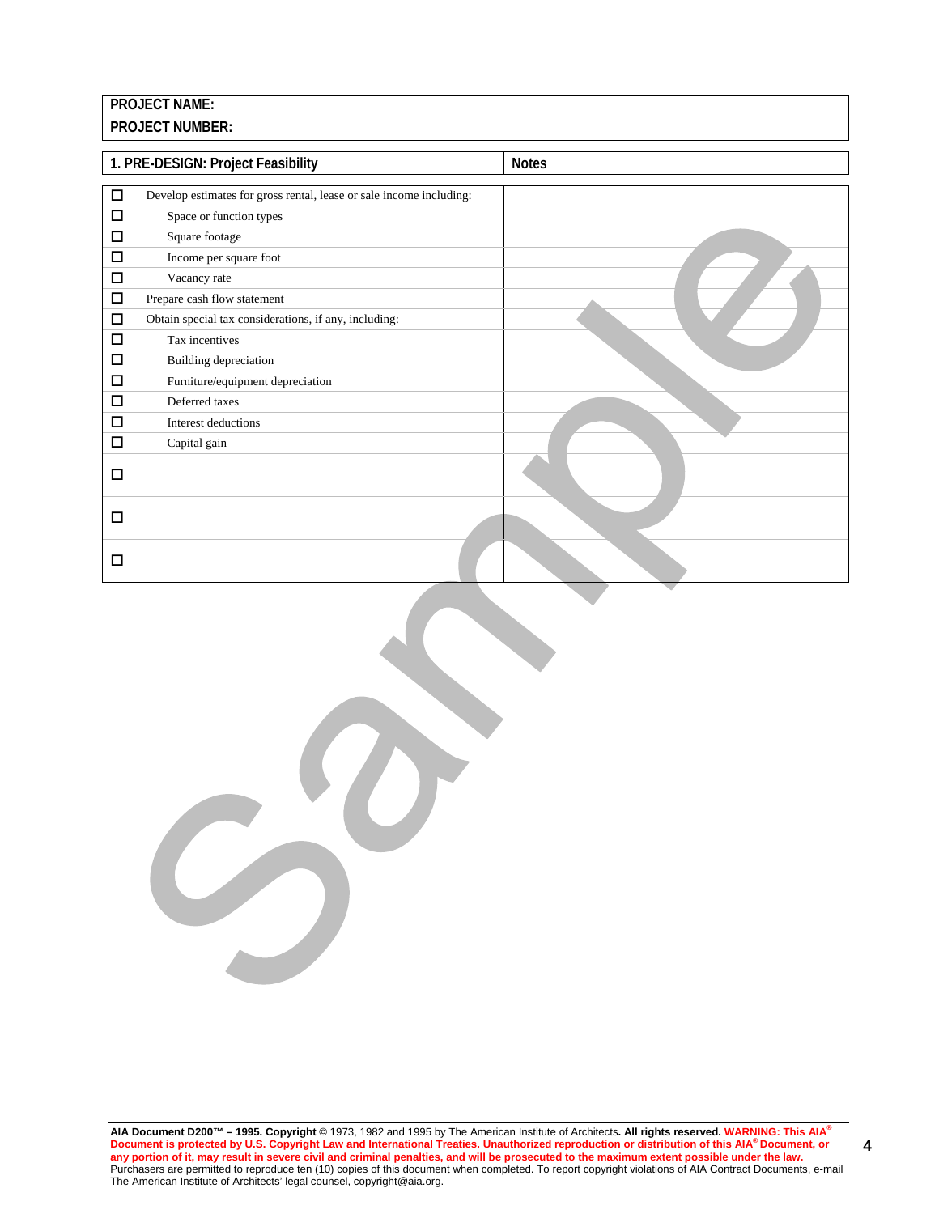**PROJECT NAME:**

**PROJECT NUMBER:**

| 1. PRE-DESIGN: Project Feasibility | Notes |
|---|---|
| ☐ Develop estimates for gross rental, lease or sale income including: | |
| ☐ Space or function types | |
| ☐ Square footage | |
| ☐ Income per square foot | |
| ☐ Vacancy rate | |
| ☐ Prepare cash flow statement | |
| ☐ Obtain special tax considerations, if any, including: | |
| ☐ Tax incentives | |
| ☐ Building depreciation | |
| ☐ Furniture/equipment depreciation | |
| ☐ Deferred taxes | |
| ☐ Interest deductions | |
| ☐ Capital gain | |
| ☐ | |
| ☐ | |
| ☐ | |

**AIA Document D200™ – 1995. Copyright** © 1973, 1982 and 1995 by The American Institute of Architects**. All rights reserved. WARNING: This AIA® Document is protected by U.S. Copyright Law and International Treaties. Unauthorized reproduction or distribution of this AIA® Document, or any portion of it, may result in severe civil and criminal penalties, and will be prosecuted to the maximum extent possible under the law.** Purchasers are permitted to reproduce ten (10) copies of this document when completed. To report copyright violations of AIA Contract Documents, e-mail The American Institute of Architects' legal counsel, copyright@aia.org.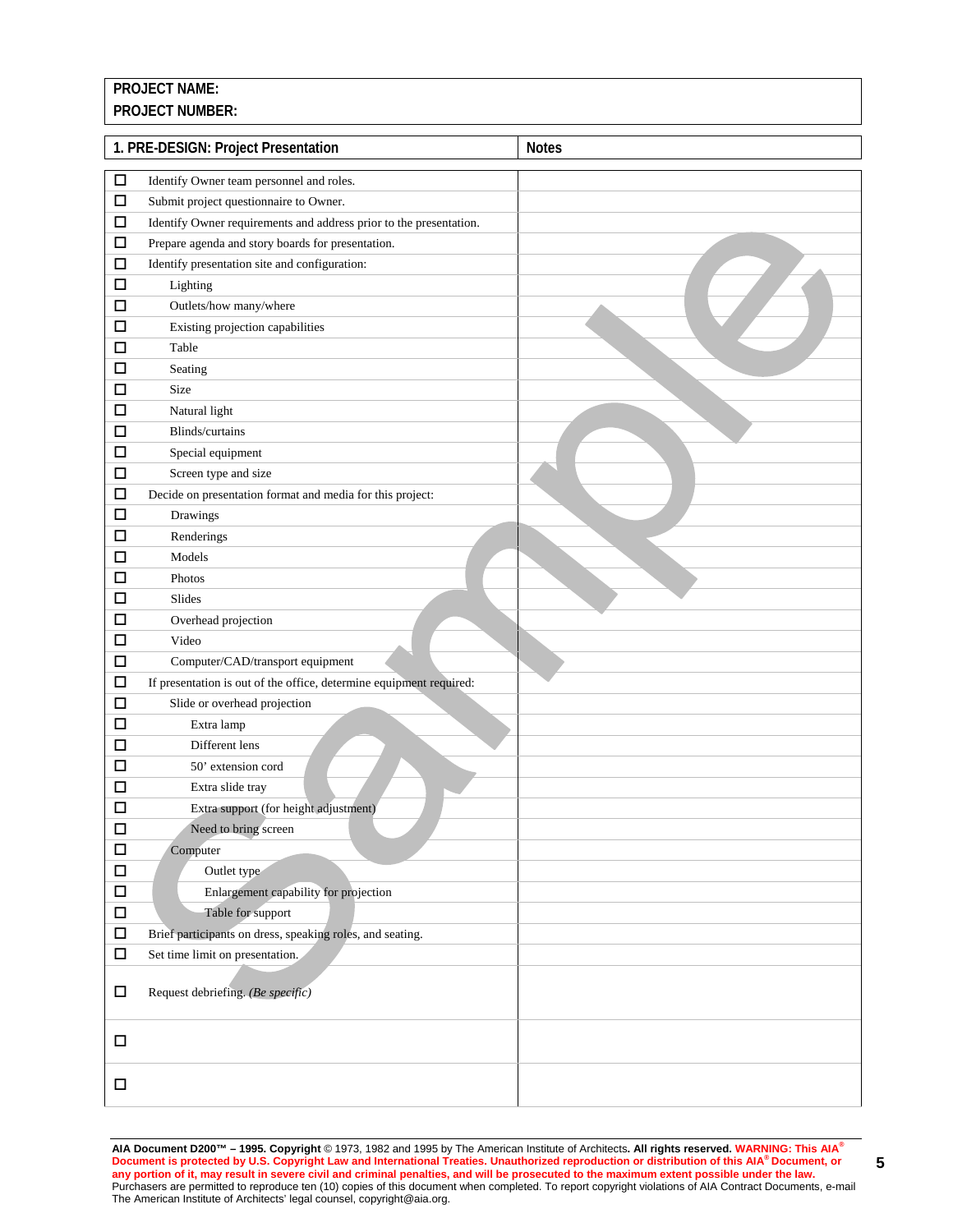**PROJECT NAME:**

**PROJECT NUMBER:**

| 1. PRE-DESIGN: Project Presentation | Notes |
|---|---|
| ☐ Identify Owner team personnel and roles. | |
| ☐ Submit project questionnaire to Owner. | |
| ☐ Identify Owner requirements and address prior to the presentation. | |
| ☐ Prepare agenda and story boards for presentation. | |
| ☐ Identify presentation site and configuration: | |
| ☐ Lighting | |
| ☐ Outlets/how many/where | |
| ☐ Existing projection capabilities | |
| ☐ Table | |
| ☐ Seating | |
| ☐ Size | |
| ☐ Natural light | |
| ☐ Blinds/curtains | |
| ☐ Special equipment | |
| ☐ Screen type and size | |
| ☐ Decide on presentation format and media for this project: | |
| ☐ Drawings | |
| ☐ Renderings | |
| ☐ Models | |
| ☐ Photos | |
| ☐ Slides | |
| ☐ Overhead projection | |
| ☐ Video | |
| ☐ Computer/CAD/transport equipment | |
| ☐ If presentation is out of the office, determine equipment required: | |
| ☐ Slide or overhead projection | |
| ☐ Extra lamp | |
| ☐ Different lens | |
| ☐ 50’ extension cord | |
| ☐ Extra slide tray | |
| ☐ Extra support (for height adjustment) | |
| ☐ Need to bring screen | |
| ☐ Computer | |
| ☐ Outlet type | |
| ☐ Enlargement capability for projection | |
| ☐ Table for support | |
| ☐ Brief participants on dress, speaking roles, and seating. | |
| ☐ Set time limit on presentation. | |
| ☐ Request debriefing. *(Be specific)* | |
| ☐ | |
| ☐ | |

**AIA Document D200™ – 1995. Copyright** © 1973, 1982 and 1995 by The American Institute of Architects**. All rights reserved. WARNING: This AIA® Document is protected by U.S. Copyright Law and International Treaties. Unauthorized reproduction or distribution of this AIA® Document, or any portion of it, may result in severe civil and criminal penalties, and will be prosecuted to the maximum extent possible under the law.** Purchasers are permitted to reproduce ten (10) copies of this document when completed. To report copyright violations of AIA Contract Documents, e-mail The American Institute of Architects’ legal counsel, copyright@aia.org.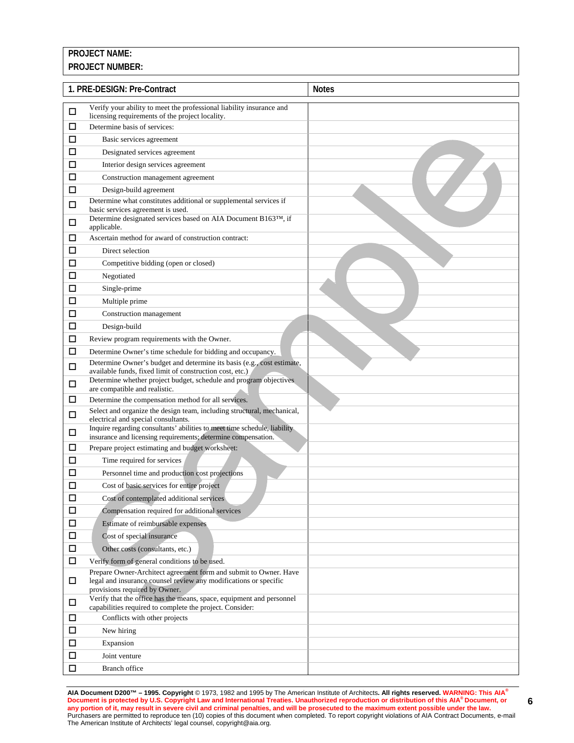**PROJECT NAME:**

**PROJECT NUMBER:**

| | 1. PRE-DESIGN: Pre-Contract | Notes |
|---|---|---|
| ☐ | Verify your ability to meet the professional liability insurance and licensing requirements of the project locality. | |
| ☐ | Determine basis of services: | |
| ☐ | Basic services agreement | |
| ☐ | Designated services agreement | |
| ☐ | Interior design services agreement | |
| ☐ | Construction management agreement | |
| ☐ | Design-build agreement | |
| ☐ | Determine what constitutes additional or supplemental services if basic services agreement is used. | |
| ☐ | Determine designated services based on AIA Document B163™, if applicable. | |
| ☐ | Ascertain method for award of construction contract: | |
| ☐ | Direct selection | |
| ☐ | Competitive bidding (open or closed) | |
| ☐ | Negotiated | |
| ☐ | Single-prime | |
| ☐ | Multiple prime | |
| ☐ | Construction management | |
| ☐ | Design-build | |
| ☐ | Review program requirements with the Owner. | |
| ☐ | Determine Owner's time schedule for bidding and occupancy. | |
| ☐ | Determine Owner's budget and determine its basis (e.g., cost estimate, available funds, fixed limit of construction cost, etc.) | |
| ☐ | Determine whether project budget, schedule and program objectives are compatible and realistic. | |
| ☐ | Determine the compensation method for all services. | |
| ☐ | Select and organize the design team, including structural, mechanical, electrical and special consultants. | |
| ☐ | Inquire regarding consultants' abilities to meet time schedule, liability insurance and licensing requirements; determine compensation. | |
| ☐ | Prepare project estimating and budget worksheet: | |
| ☐ | Time required for services | |
| ☐ | Personnel time and production cost projections | |
| ☐ | Cost of basic services for entire project | |
| ☐ | Cost of contemplated additional services | |
| ☐ | Compensation required for additional services | |
| ☐ | Estimate of reimbursable expenses | |
| ☐ | Cost of special insurance | |
| ☐ | Other costs (consultants, etc.) | |
| ☐ | Verify form of general conditions to be used. | |
| ☐ | Prepare Owner-Architect agreement form and submit to Owner. Have legal and insurance counsel review any modifications or specific provisions required by Owner. | |
| ☐ | Verify that the office has the means, space, equipment and personnel capabilities required to complete the project. Consider: | |
| ☐ | Conflicts with other projects | |
| ☐ | New hiring | |
| ☐ | Expansion | |
| ☐ | Joint venture | |
| ☐ | Branch office | |

**AIA Document D200™ – 1995. Copyright** © 1973, 1982 and 1995 by The American Institute of Architects**. All rights reserved. WARNING: This AIA® Document is protected by U.S. Copyright Law and International Treaties. Unauthorized reproduction or distribution of this AIA® Document, or any portion of it, may result in severe civil and criminal penalties, and will be prosecuted to the maximum extent possible under the law.** Purchasers are permitted to reproduce ten (10) copies of this document when completed. To report copyright violations of AIA Contract Documents, e-mail The American Institute of Architects' legal counsel, copyright@aia.org.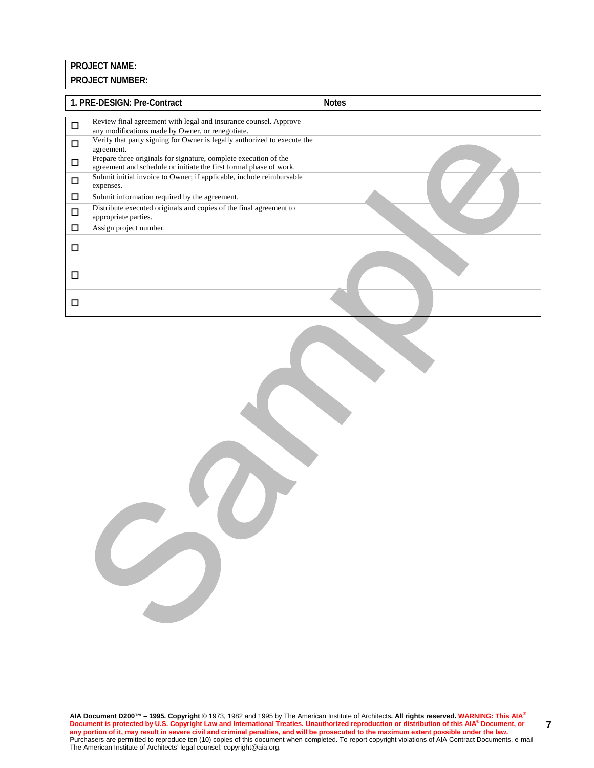**PROJECT NAME:**

**PROJECT NUMBER:**

| | 1. PRE-DESIGN: Pre-Contract | Notes |
|---|---|---|
| ☐ | Review final agreement with legal and insurance counsel. Approve any modifications made by Owner, or renegotiate. | |
| ☐ | Verify that party signing for Owner is legally authorized to execute the agreement. | |
| ☐ | Prepare three originals for signature, complete execution of the agreement and schedule or initiate the first formal phase of work. | |
| ☐ | Submit initial invoice to Owner; if applicable, include reimbursable expenses. | |
| ☐ | Submit information required by the agreement. | |
| ☐ | Distribute executed originals and copies of the final agreement to appropriate parties. | |
| ☐ | Assign project number. | |
| ☐ | | |
| ☐ | | |
| ☐ | | |

**AIA Document D200™ – 1995. Copyright** © 1973, 1982 and 1995 by The American Institute of Architects**. All rights reserved. WARNING: This AIA® Document is protected by U.S. Copyright Law and International Treaties. Unauthorized reproduction or distribution of this AIA® Document, or any portion of it, may result in severe civil and criminal penalties, and will be prosecuted to the maximum extent possible under the law.** Purchasers are permitted to reproduce ten (10) copies of this document when completed. To report copyright violations of AIA Contract Documents, e-mail The American Institute of Architects' legal counsel, copyright@aia.org.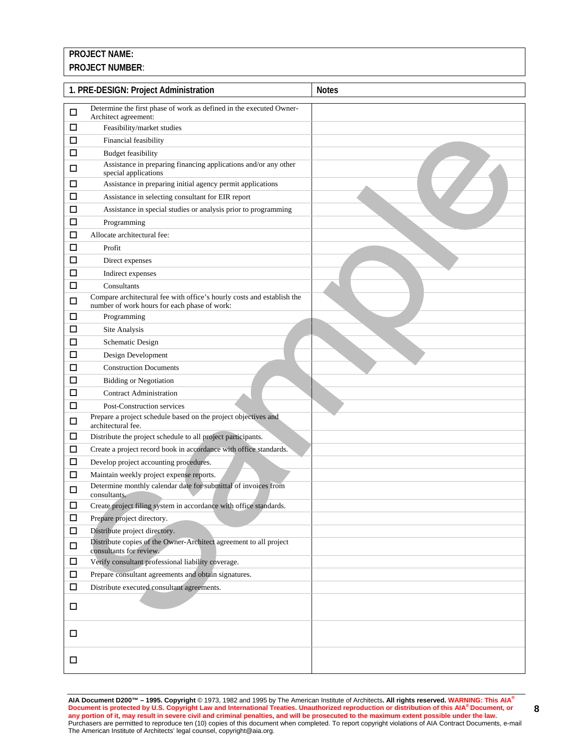| | |
|---|---|
| **PROJECT NAME:** | |
| **PROJECT NUMBER**: | |

| | **1. PRE-DESIGN: Project Administration** | **Notes** |
|---|---|---|
| ☐ | Determine the first phase of work as defined in the executed Owner-Architect agreement: | |
| ☐ | Feasibility/market studies | |
| ☐ | Financial feasibility | |
| ☐ | Budget feasibility | |
| ☐ | Assistance in preparing financing applications and/or any other special applications | |
| ☐ | Assistance in preparing initial agency permit applications | |
| ☐ | Assistance in selecting consultant for EIR report | |
| ☐ | Assistance in special studies or analysis prior to programming | |
| ☐ | Programming | |
| ☐ | Allocate architectural fee: | |
| ☐ | Profit | |
| ☐ | Direct expenses | |
| ☐ | Indirect expenses | |
| ☐ | Consultants | |
| ☐ | Compare architectural fee with office's hourly costs and establish the number of work hours for each phase of work: | |
| ☐ | Programming | |
| ☐ | Site Analysis | |
| ☐ | Schematic Design | |
| ☐ | Design Development | |
| ☐ | Construction Documents | |
| ☐ | Bidding or Negotiation | |
| ☐ | Contract Administration | |
| ☐ | Post-Construction services | |
| ☐ | Prepare a project schedule based on the project objectives and architectural fee. | |
| ☐ | Distribute the project schedule to all project participants. | |
| ☐ | Create a project record book in accordance with office standards. | |
| ☐ | Develop project accounting procedures. | |
| ☐ | Maintain weekly project expense reports. | |
| ☐ | Determine monthly calendar date for submittal of invoices from consultants. | |
| ☐ | Create project filing system in accordance with office standards. | |
| ☐ | Prepare project directory. | |
| ☐ | Distribute project directory. | |
| ☐ | Distribute copies of the Owner-Architect agreement to all project consultants for review. | |
| ☐ | Verify consultant professional liability coverage. | |
| ☐ | Prepare consultant agreements and obtain signatures. | |
| ☐ | Distribute executed consultant agreements. | |
| ☐ | | |
| ☐ | | |
| ☐ | | |

**AIA Document D200™ – 1995. Copyright** © 1973, 1982 and 1995 by The American Institute of Architects**. All rights reserved. WARNING: This AIA® Document is protected by U.S. Copyright Law and International Treaties. Unauthorized reproduction or distribution of this AIA® Document, or any portion of it, may result in severe civil and criminal penalties, and will be prosecuted to the maximum extent possible under the law.** Purchasers are permitted to reproduce ten (10) copies of this document when completed. To report copyright violations of AIA Contract Documents, e-mail The American Institute of Architects' legal counsel, copyright@aia.org.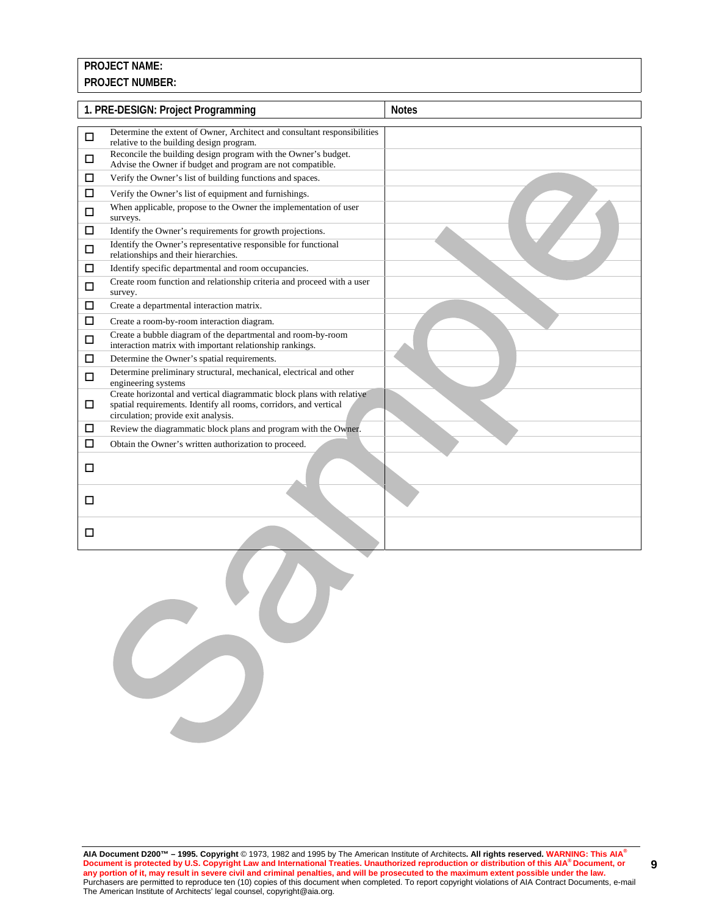| PROJECT NAME: |
|---|
| PROJECT NUMBER: |

| 1. PRE-DESIGN: Project Programming | | Notes |
|---|---|---|
| ☐ | Determine the extent of Owner, Architect and consultant responsibilities relative to the building design program. | |
| ☐ | Reconcile the building design program with the Owner's budget. Advise the Owner if budget and program are not compatible. | |
| ☐ | Verify the Owner's list of building functions and spaces. | |
| ☐ | Verify the Owner's list of equipment and furnishings. | |
| ☐ | When applicable, propose to the Owner the implementation of user surveys. | |
| ☐ | Identify the Owner's requirements for growth projections. | |
| ☐ | Identify the Owner's representative responsible for functional relationships and their hierarchies. | |
| ☐ | Identify specific departmental and room occupancies. | |
| ☐ | Create room function and relationship criteria and proceed with a user survey. | |
| ☐ | Create a departmental interaction matrix. | |
| ☐ | Create a room-by-room interaction diagram. | |
| ☐ | Create a bubble diagram of the departmental and room-by-room interaction matrix with important relationship rankings. | |
| ☐ | Determine the Owner's spatial requirements. | |
| ☐ | Determine preliminary structural, mechanical, electrical and other engineering systems | |
| ☐ | Create horizontal and vertical diagrammatic block plans with relative spatial requirements. Identify all rooms, corridors, and vertical circulation; provide exit analysis. | |
| ☐ | Review the diagrammatic block plans and program with the Owner. | |
| ☐ | Obtain the Owner's written authorization to proceed. | |
| ☐ | | |
| ☐ | | |
| ☐ | | |

**AIA Document D200™ – 1995. Copyright** © 1973, 1982 and 1995 by The American Institute of Architects**. All rights reserved. WARNING: This AIA® Document is protected by U.S. Copyright Law and International Treaties. Unauthorized reproduction or distribution of this AIA® Document, or any portion of it, may result in severe civil and criminal penalties, and will be prosecuted to the maximum extent possible under the law.** Purchasers are permitted to reproduce ten (10) copies of this document when completed. To report copyright violations of AIA Contract Documents, e-mail The American Institute of Architects' legal counsel, copyright@aia.org.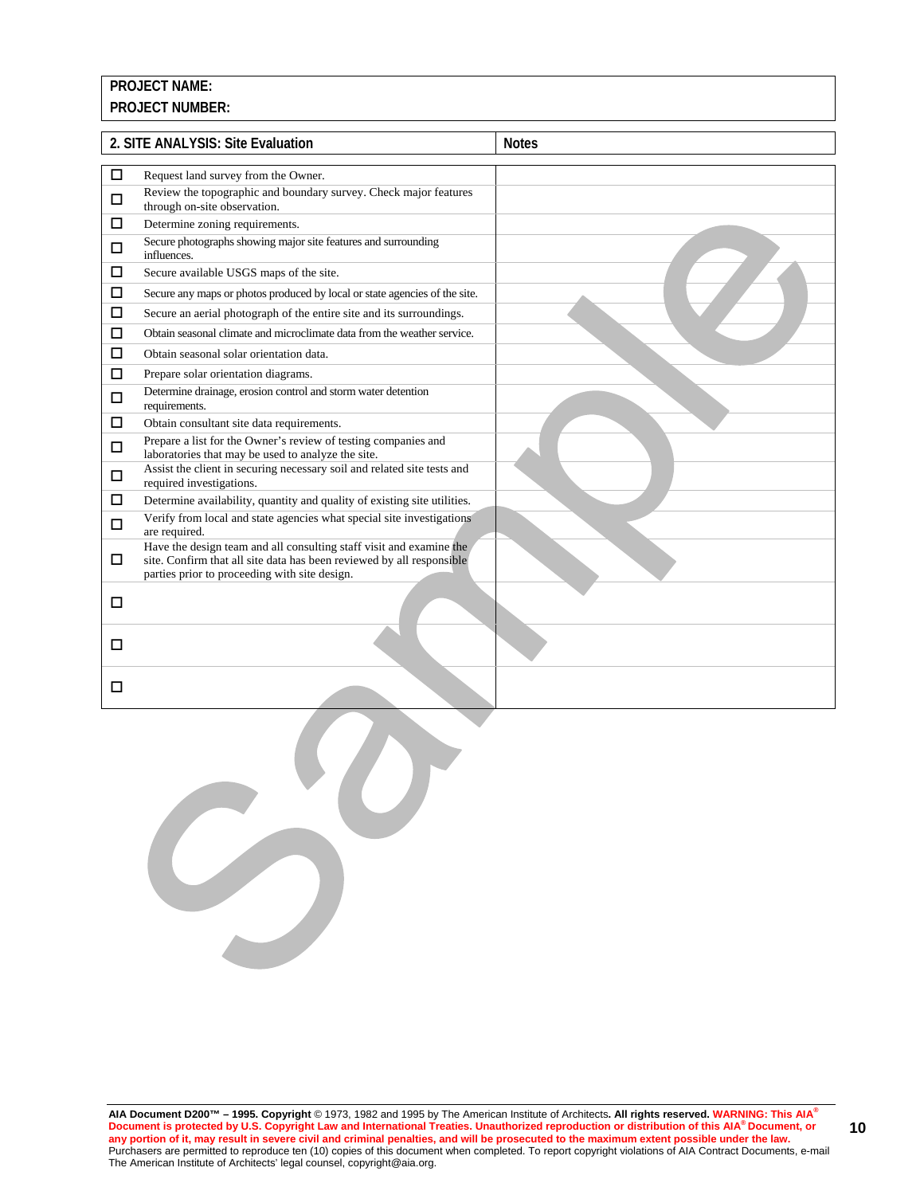**PROJECT NAME:**

**PROJECT NUMBER:**

| | 2. SITE ANALYSIS: Site Evaluation | Notes |
|---|---|---|
| ☐ | Request land survey from the Owner. | |
| ☐ | Review the topographic and boundary survey. Check major features through on-site observation. | |
| ☐ | Determine zoning requirements. | |
| ☐ | Secure photographs showing major site features and surrounding influences. | |
| ☐ | Secure available USGS maps of the site. | |
| ☐ | Secure any maps or photos produced by local or state agencies of the site. | |
| ☐ | Secure an aerial photograph of the entire site and its surroundings. | |
| ☐ | Obtain seasonal climate and microclimate data from the weather service. | |
| ☐ | Obtain seasonal solar orientation data. | |
| ☐ | Prepare solar orientation diagrams. | |
| ☐ | Determine drainage, erosion control and storm water detention requirements. | |
| ☐ | Obtain consultant site data requirements. | |
| ☐ | Prepare a list for the Owner's review of testing companies and laboratories that may be used to analyze the site. | |
| ☐ | Assist the client in securing necessary soil and related site tests and required investigations. | |
| ☐ | Determine availability, quantity and quality of existing site utilities. | |
| ☐ | Verify from local and state agencies what special site investigations are required. | |
| ☐ | Have the design team and all consulting staff visit and examine the site. Confirm that all site data has been reviewed by all responsible parties prior to proceeding with site design. | |
| ☐ | | |
| ☐ | | |
| ☐ | | |

**AIA Document D200™ – 1995. Copyright** © 1973, 1982 and 1995 by The American Institute of Architects**. All rights reserved. WARNING: This AIA® Document is protected by U.S. Copyright Law and International Treaties. Unauthorized reproduction or distribution of this AIA® Document, or any portion of it, may result in severe civil and criminal penalties, and will be prosecuted to the maximum extent possible under the law.** Purchasers are permitted to reproduce ten (10) copies of this document when completed. To report copyright violations of AIA Contract Documents, e-mail The American Institute of Architects' legal counsel, copyright@aia.org.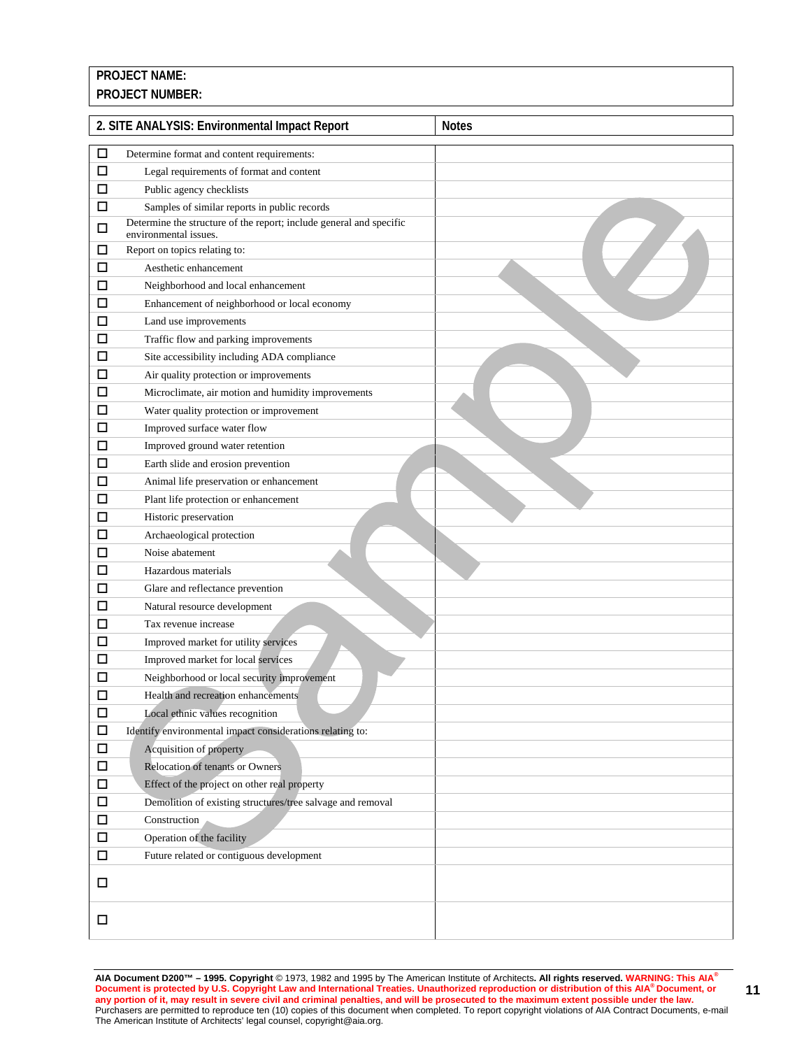**PROJECT NAME:**
**PROJECT NUMBER:**

| 2. SITE ANALYSIS: Environmental Impact Report | Notes |
|---|---|
| ☐ Determine format and content requirements: | |
| ☐ Legal requirements of format and content | |
| ☐ Public agency checklists | |
| ☐ Samples of similar reports in public records | |
| ☐ Determine the structure of the report; include general and specific environmental issues. | |
| ☐ Report on topics relating to: | |
| ☐ Aesthetic enhancement | |
| ☐ Neighborhood and local enhancement | |
| ☐ Enhancement of neighborhood or local economy | |
| ☐ Land use improvements | |
| ☐ Traffic flow and parking improvements | |
| ☐ Site accessibility including ADA compliance | |
| ☐ Air quality protection or improvements | |
| ☐ Microclimate, air motion and humidity improvements | |
| ☐ Water quality protection or improvement | |
| ☐ Improved surface water flow | |
| ☐ Improved ground water retention | |
| ☐ Earth slide and erosion prevention | |
| ☐ Animal life preservation or enhancement | |
| ☐ Plant life protection or enhancement | |
| ☐ Historic preservation | |
| ☐ Archaeological protection | |
| ☐ Noise abatement | |
| ☐ Hazardous materials | |
| ☐ Glare and reflectance prevention | |
| ☐ Natural resource development | |
| ☐ Tax revenue increase | |
| ☐ Improved market for utility services | |
| ☐ Improved market for local services | |
| ☐ Neighborhood or local security improvement | |
| ☐ Health and recreation enhancements | |
| ☐ Local ethnic values recognition | |
| ☐ Identify environmental impact considerations relating to: | |
| ☐ Acquisition of property | |
| ☐ Relocation of tenants or Owners | |
| ☐ Effect of the project on other real property | |
| ☐ Demolition of existing structures/tree salvage and removal | |
| ☐ Construction | |
| ☐ Operation of the facility | |
| ☐ Future related or contiguous development | |
| ☐ | |
| ☐ | |

**AIA Document D200™ – 1995. Copyright** © 1973, 1982 and 1995 by The American Institute of Architects**. All rights reserved. WARNING: This AIA® Document is protected by U.S. Copyright Law and International Treaties. Unauthorized reproduction or distribution of this AIA® Document, or any portion of it, may result in severe civil and criminal penalties, and will be prosecuted to the maximum extent possible under the law.**
Purchasers are permitted to reproduce ten (10) copies of this document when completed. To report copyright violations of AIA Contract Documents, e-mail The American Institute of Architects' legal counsel, copyright@aia.org.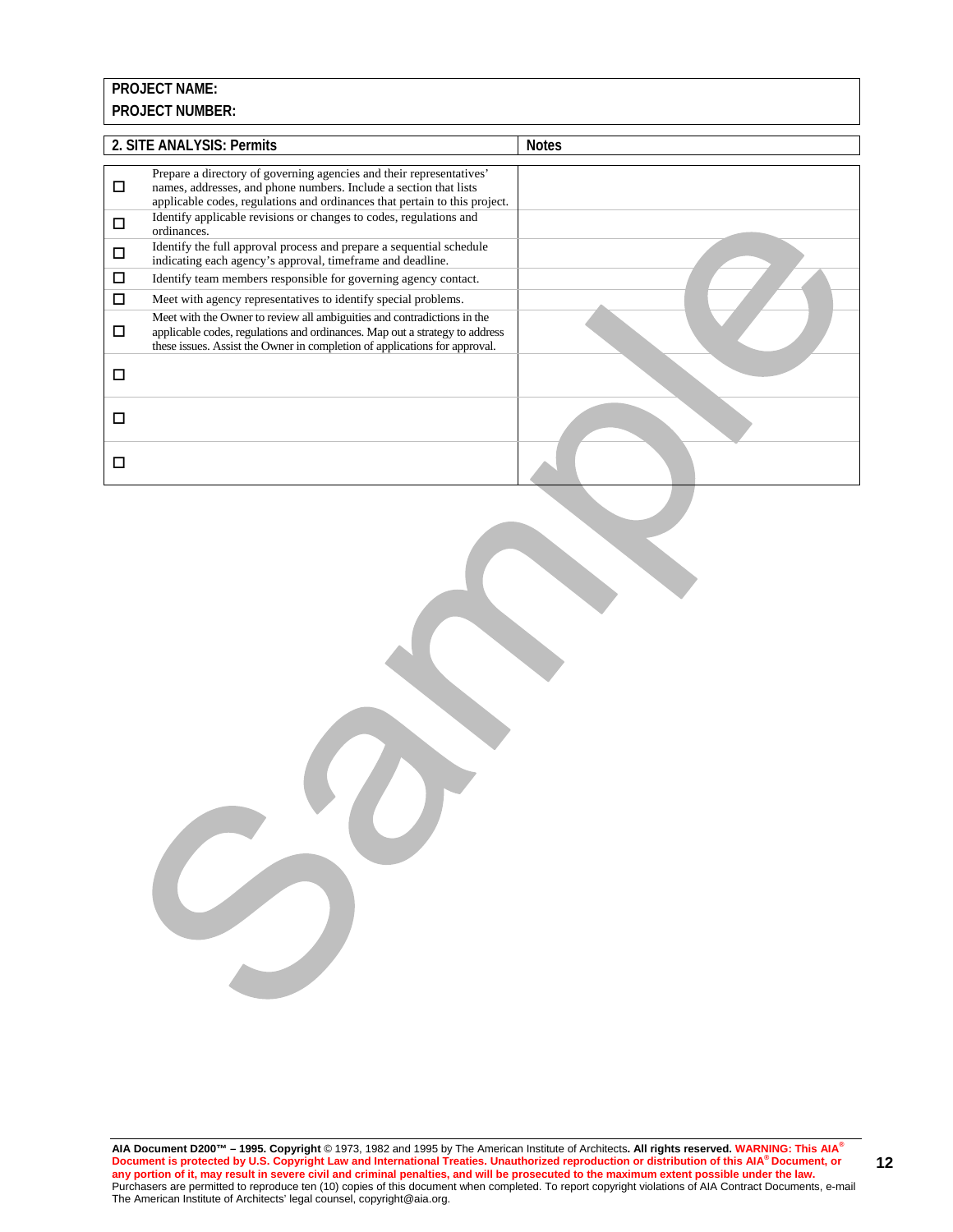**PROJECT NAME:**

**PROJECT NUMBER:**

| | 2. SITE ANALYSIS: Permits | Notes |
|---|---|---|
| ☐ | Prepare a directory of governing agencies and their representatives' names, addresses, and phone numbers. Include a section that lists applicable codes, regulations and ordinances that pertain to this project. | |
| ☐ | Identify applicable revisions or changes to codes, regulations and ordinances. | |
| ☐ | Identify the full approval process and prepare a sequential schedule indicating each agency's approval, timeframe and deadline. | |
| ☐ | Identify team members responsible for governing agency contact. | |
| ☐ | Meet with agency representatives to identify special problems. | |
| ☐ | Meet with the Owner to review all ambiguities and contradictions in the applicable codes, regulations and ordinances. Map out a strategy to address these issues. Assist the Owner in completion of applications for approval. | |
| ☐ | | |
| ☐ | | |
| ☐ | | |

**AIA Document D200™ – 1995. Copyright** © 1973, 1982 and 1995 by The American Institute of Architects**. All rights reserved. WARNING: This AIA® Document is protected by U.S. Copyright Law and International Treaties. Unauthorized reproduction or distribution of this AIA® Document, or any portion of it, may result in severe civil and criminal penalties, and will be prosecuted to the maximum extent possible under the law.** Purchasers are permitted to reproduce ten (10) copies of this document when completed. To report copyright violations of AIA Contract Documents, e-mail The American Institute of Architects' legal counsel, copyright@aia.org.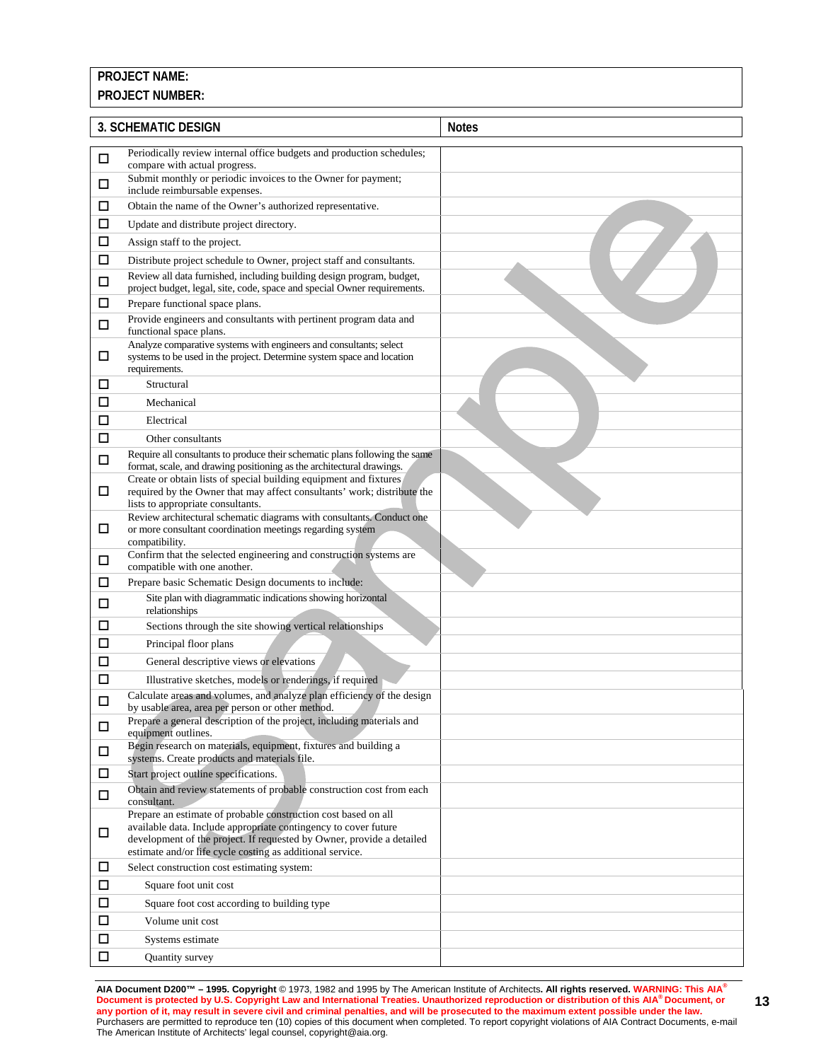| PROJECT NAME: |
|---|
| PROJECT NUMBER: |

| | 3. SCHEMATIC DESIGN | Notes |
|---|---|---|
| ☐ | Periodically review internal office budgets and production schedules; compare with actual progress. | |
| ☐ | Submit monthly or periodic invoices to the Owner for payment; include reimbursable expenses. | |
| ☐ | Obtain the name of the Owner's authorized representative. | |
| ☐ | Update and distribute project directory. | |
| ☐ | Assign staff to the project. | |
| ☐ | Distribute project schedule to Owner, project staff and consultants. | |
| ☐ | Review all data furnished, including building design program, budget, project budget, legal, site, code, space and special Owner requirements. | |
| ☐ | Prepare functional space plans. | |
| ☐ | Provide engineers and consultants with pertinent program data and functional space plans. | |
| ☐ | Analyze comparative systems with engineers and consultants; select systems to be used in the project. Determine system space and location requirements. | |
| ☐ | Structural | |
| ☐ | Mechanical | |
| ☐ | Electrical | |
| ☐ | Other consultants | |
| ☐ | Require all consultants to produce their schematic plans following the same format, scale, and drawing positioning as the architectural drawings. | |
| ☐ | Create or obtain lists of special building equipment and fixtures required by the Owner that may affect consultants' work; distribute the lists to appropriate consultants. | |
| ☐ | Review architectural schematic diagrams with consultants. Conduct one or more consultant coordination meetings regarding system compatibility. | |
| ☐ | Confirm that the selected engineering and construction systems are compatible with one another. | |
| ☐ | Prepare basic Schematic Design documents to include: | |
| ☐ | Site plan with diagrammatic indications showing horizontal relationships | |
| ☐ | Sections through the site showing vertical relationships | |
| ☐ | Principal floor plans | |
| ☐ | General descriptive views or elevations | |
| ☐ | Illustrative sketches, models or renderings, if required | |
| ☐ | Calculate areas and volumes, and analyze plan efficiency of the design by usable area, area per person or other method. | |
| ☐ | Prepare a general description of the project, including materials and equipment outlines. | |
| ☐ | Begin research on materials, equipment, fixtures and building a systems. Create products and materials file. | |
| ☐ | Start project outline specifications. | |
| ☐ | Obtain and review statements of probable construction cost from each consultant. | |
| ☐ | Prepare an estimate of probable construction cost based on all available data. Include appropriate contingency to cover future development of the project. If requested by Owner, provide a detailed estimate and/or life cycle costing as additional service. | |
| ☐ | Select construction cost estimating system: | |
| ☐ | Square foot unit cost | |
| ☐ | Square foot cost according to building type | |
| ☐ | Volume unit cost | |
| ☐ | Systems estimate | |
| ☐ | Quantity survey | |

**AIA Document D200™ – 1995. Copyright** © 1973, 1982 and 1995 by The American Institute of Architects**. All rights reserved. WARNING: This AIA® Document is protected by U.S. Copyright Law and International Treaties. Unauthorized reproduction or distribution of this AIA® Document, or any portion of it, may result in severe civil and criminal penalties, and will be prosecuted to the maximum extent possible under the law.** Purchasers are permitted to reproduce ten (10) copies of this document when completed. To report copyright violations of AIA Contract Documents, e-mail The American Institute of Architects' legal counsel, copyright@aia.org.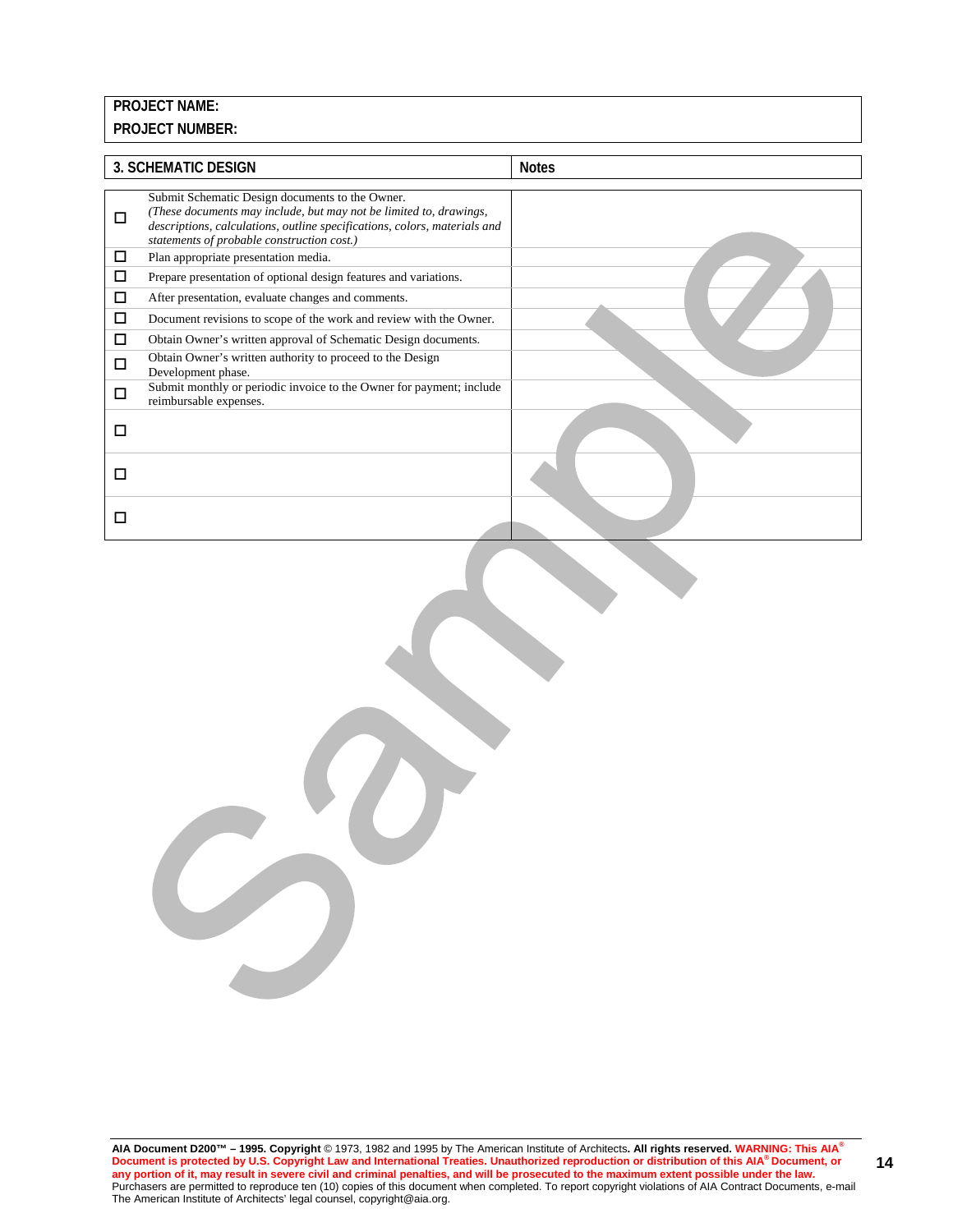**PROJECT NAME:**

**PROJECT NUMBER:**

| | 3. SCHEMATIC DESIGN | Notes |
|---|---|---|
| ☐ | Submit Schematic Design documents to the Owner. *(These documents may include, but may not be limited to, drawings, descriptions, calculations, outline specifications, colors, materials and statements of probable construction cost.)* | |
| ☐ | Plan appropriate presentation media. | |
| ☐ | Prepare presentation of optional design features and variations. | |
| ☐ | After presentation, evaluate changes and comments. | |
| ☐ | Document revisions to scope of the work and review with the Owner. | |
| ☐ | Obtain Owner's written approval of Schematic Design documents. | |
| ☐ | Obtain Owner's written authority to proceed to the Design Development phase. | |
| ☐ | Submit monthly or periodic invoice to the Owner for payment; include reimbursable expenses. | |
| ☐ | | |
| ☐ | | |
| ☐ | | |

**AIA Document D200™ – 1995. Copyright** © 1973, 1982 and 1995 by The American Institute of Architects**. All rights reserved. WARNING: This AIA® Document is protected by U.S. Copyright Law and International Treaties. Unauthorized reproduction or distribution of this AIA® Document, or any portion of it, may result in severe civil and criminal penalties, and will be prosecuted to the maximum extent possible under the law.** Purchasers are permitted to reproduce ten (10) copies of this document when completed. To report copyright violations of AIA Contract Documents, e-mail The American Institute of Architects' legal counsel, copyright@aia.org.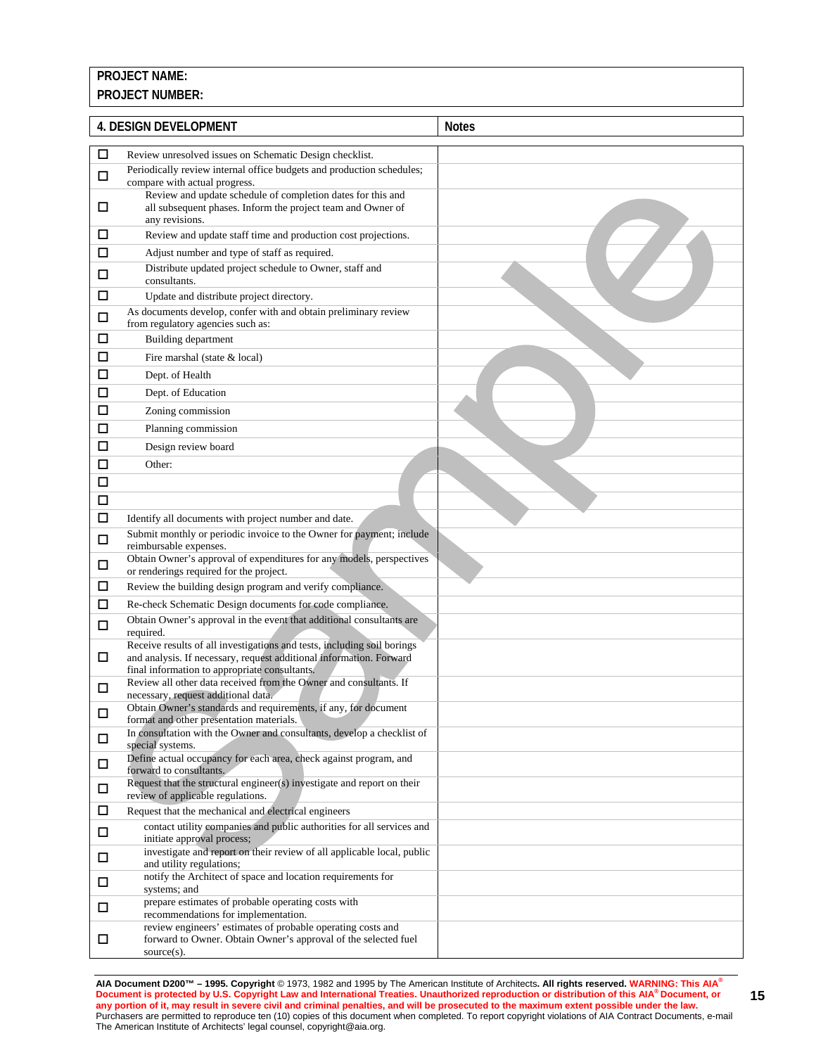**PROJECT NAME:**

**PROJECT NUMBER:**

| 4. DESIGN DEVELOPMENT | Notes |
|---|---|
| ☐ Review unresolved issues on Schematic Design checklist. | |
| ☐ Periodically review internal office budgets and production schedules; compare with actual progress. | |
| ☐ Review and update schedule of completion dates for this and all subsequent phases. Inform the project team and Owner of any revisions. | |
| ☐ Review and update staff time and production cost projections. | |
| ☐ Adjust number and type of staff as required. | |
| ☐ Distribute updated project schedule to Owner, staff and consultants. | |
| ☐ Update and distribute project directory. | |
| ☐ As documents develop, confer with and obtain preliminary review from regulatory agencies such as: | |
| ☐ Building department | |
| ☐ Fire marshal (state & local) | |
| ☐ Dept. of Health | |
| ☐ Dept. of Education | |
| ☐ Zoning commission | |
| ☐ Planning commission | |
| ☐ Design review board | |
| ☐ Other: | |
| ☐ | |
| ☐ | |
| ☐ Identify all documents with project number and date. | |
| ☐ Submit monthly or periodic invoice to the Owner for payment; include reimbursable expenses. | |
| ☐ Obtain Owner's approval of expenditures for any models, perspectives or renderings required for the project. | |
| ☐ Review the building design program and verify compliance. | |
| ☐ Re-check Schematic Design documents for code compliance. | |
| ☐ Obtain Owner's approval in the event that additional consultants are required. | |
| ☐ Receive results of all investigations and tests, including soil borings and analysis. If necessary, request additional information. Forward final information to appropriate consultants. | |
| ☐ Review all other data received from the Owner and consultants. If necessary, request additional data. | |
| ☐ Obtain Owner's standards and requirements, if any, for document format and other presentation materials. | |
| ☐ In consultation with the Owner and consultants, develop a checklist of special systems. | |
| ☐ Define actual occupancy for each area, check against program, and forward to consultants. | |
| ☐ Request that the structural engineer(s) investigate and report on their review of applicable regulations. | |
| ☐ Request that the mechanical and electrical engineers | |
| ☐ contact utility companies and public authorities for all services and initiate approval process; | |
| ☐ investigate and report on their review of all applicable local, public and utility regulations; | |
| ☐ notify the Architect of space and location requirements for systems; and | |
| ☐ prepare estimates of probable operating costs with recommendations for implementation. | |
| ☐ review engineers' estimates of probable operating costs and forward to Owner. Obtain Owner's approval of the selected fuel source(s). | |

**AIA Document D200™ – 1995. Copyright** © 1973, 1982 and 1995 by The American Institute of Architects**. All rights reserved. WARNING: This AIA® Document is protected by U.S. Copyright Law and International Treaties. Unauthorized reproduction or distribution of this AIA® Document, or any portion of it, may result in severe civil and criminal penalties, and will be prosecuted to the maximum extent possible under the law.** Purchasers are permitted to reproduce ten (10) copies of this document when completed. To report copyright violations of AIA Contract Documents, e-mail The American Institute of Architects' legal counsel, copyright@aia.org.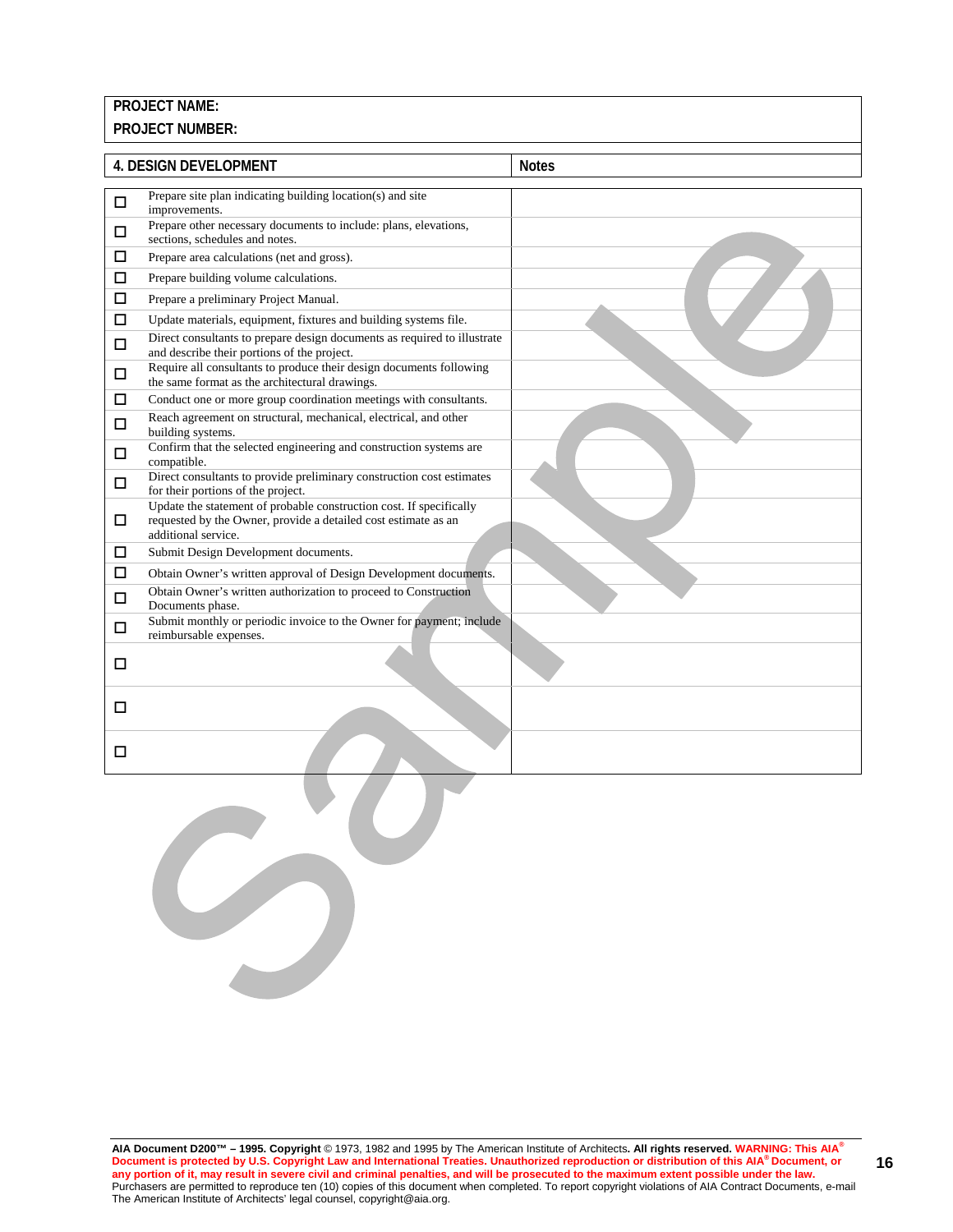**PROJECT NAME:**

**PROJECT NUMBER:**

| | 4. DESIGN DEVELOPMENT | Notes |
|---|---|---|
| ☐ | Prepare site plan indicating building location(s) and site improvements. | |
| ☐ | Prepare other necessary documents to include: plans, elevations, sections, schedules and notes. | |
| ☐ | Prepare area calculations (net and gross). | |
| ☐ | Prepare building volume calculations. | |
| ☐ | Prepare a preliminary Project Manual. | |
| ☐ | Update materials, equipment, fixtures and building systems file. | |
| ☐ | Direct consultants to prepare design documents as required to illustrate and describe their portions of the project. | |
| ☐ | Require all consultants to produce their design documents following the same format as the architectural drawings. | |
| ☐ | Conduct one or more group coordination meetings with consultants. | |
| ☐ | Reach agreement on structural, mechanical, electrical, and other building systems. | |
| ☐ | Confirm that the selected engineering and construction systems are compatible. | |
| ☐ | Direct consultants to provide preliminary construction cost estimates for their portions of the project. | |
| ☐ | Update the statement of probable construction cost. If specifically requested by the Owner, provide a detailed cost estimate as an additional service. | |
| ☐ | Submit Design Development documents. | |
| ☐ | Obtain Owner's written approval of Design Development documents. | |
| ☐ | Obtain Owner's written authorization to proceed to Construction Documents phase. | |
| ☐ | Submit monthly or periodic invoice to the Owner for payment; include reimbursable expenses. | |
| ☐ | | |
| ☐ | | |
| ☐ | | |

**AIA Document D200™ – 1995. Copyright** © 1973, 1982 and 1995 by The American Institute of Architects**. All rights reserved. WARNING: This AIA® Document is protected by U.S. Copyright Law and International Treaties. Unauthorized reproduction or distribution of this AIA® Document, or any portion of it, may result in severe civil and criminal penalties, and will be prosecuted to the maximum extent possible under the law.** Purchasers are permitted to reproduce ten (10) copies of this document when completed. To report copyright violations of AIA Contract Documents, e-mail The American Institute of Architects' legal counsel, copyright@aia.org.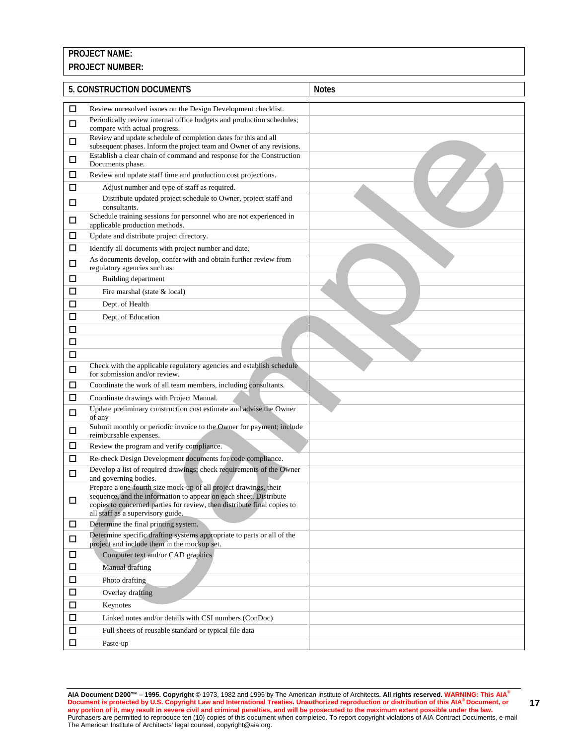**PROJECT NAME:**

**PROJECT NUMBER:**

| | 5. CONSTRUCTION DOCUMENTS | Notes |
|---|---|---|
| ☐ | Review unresolved issues on the Design Development checklist. | |
| ☐ | Periodically review internal office budgets and production schedules; compare with actual progress. | |
| ☐ | Review and update schedule of completion dates for this and all subsequent phases. Inform the project team and Owner of any revisions. | |
| ☐ | Establish a clear chain of command and response for the Construction Documents phase. | |
| ☐ | Review and update staff time and production cost projections. | |
| ☐ | Adjust number and type of staff as required. | |
| ☐ | Distribute updated project schedule to Owner, project staff and consultants. | |
| ☐ | Schedule training sessions for personnel who are not experienced in applicable production methods. | |
| ☐ | Update and distribute project directory. | |
| ☐ | Identify all documents with project number and date. | |
| ☐ | As documents develop, confer with and obtain further review from regulatory agencies such as: | |
| ☐ | Building department | |
| ☐ | Fire marshal (state & local) | |
| ☐ | Dept. of Health | |
| ☐ | Dept. of Education | |
| ☐ | | |
| ☐ | | |
| ☐ | | |
| ☐ | Check with the applicable regulatory agencies and establish schedule for submission and/or review. | |
| ☐ | Coordinate the work of all team members, including consultants. | |
| ☐ | Coordinate drawings with Project Manual. | |
| ☐ | Update preliminary construction cost estimate and advise the Owner of any | |
| ☐ | Submit monthly or periodic invoice to the Owner for payment; include reimbursable expenses. | |
| ☐ | Review the program and verify compliance. | |
| ☐ | Re-check Design Development documents for code compliance. | |
| ☐ | Develop a list of required drawings; check requirements of the Owner and governing bodies. | |
| ☐ | Prepare a one-fourth size mock-up of all project drawings, their sequence, and the information to appear on each sheet. Distribute copies to concerned parties for review, then distribute final copies to all staff as a supervisory guide. | |
| ☐ | Determine the final printing system. | |
| ☐ | Determine specific drafting systems appropriate to parts or all of the project and include them in the mockup set. | |
| ☐ | Computer text and/or CAD graphics | |
| ☐ | Manual drafting | |
| ☐ | Photo drafting | |
| ☐ | Overlay drafting | |
| ☐ | Keynotes | |
| ☐ | Linked notes and/or details with CSI numbers (ConDoc) | |
| ☐ | Full sheets of reusable standard or typical file data | |
| ☐ | Paste-up | |

**AIA Document D200™ – 1995. Copyright** © 1973, 1982 and 1995 by The American Institute of Architects**. All rights reserved. WARNING: This AIA® Document is protected by U.S. Copyright Law and International Treaties. Unauthorized reproduction or distribution of this AIA® Document, or any portion of it, may result in severe civil and criminal penalties, and will be prosecuted to the maximum extent possible under the law.** Purchasers are permitted to reproduce ten (10) copies of this document when completed. To report copyright violations of AIA Contract Documents, e-mail The American Institute of Architects' legal counsel, copyright@aia.org.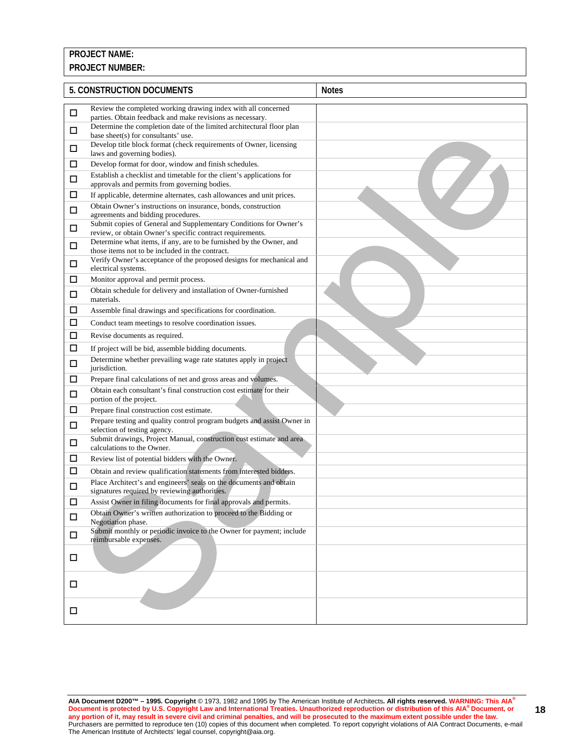**PROJECT NAME:**

**PROJECT NUMBER:**

| 5. CONSTRUCTION DOCUMENTS | | Notes |
|---|---|---|
| ☐ | Review the completed working drawing index with all concerned parties. Obtain feedback and make revisions as necessary. | |
| ☐ | Determine the completion date of the limited architectural floor plan base sheet(s) for consultants' use. | |
| ☐ | Develop title block format (check requirements of Owner, licensing laws and governing bodies). | |
| ☐ | Develop format for door, window and finish schedules. | |
| ☐ | Establish a checklist and timetable for the client's applications for approvals and permits from governing bodies. | |
| ☐ | If applicable, determine alternates, cash allowances and unit prices. | |
| ☐ | Obtain Owner's instructions on insurance, bonds, construction agreements and bidding procedures. | |
| ☐ | Submit copies of General and Supplementary Conditions for Owner's review, or obtain Owner's specific contract requirements. | |
| ☐ | Determine what items, if any, are to be furnished by the Owner, and those items not to be included in the contract. | |
| ☐ | Verify Owner's acceptance of the proposed designs for mechanical and electrical systems. | |
| ☐ | Monitor approval and permit process. | |
| ☐ | Obtain schedule for delivery and installation of Owner-furnished materials. | |
| ☐ | Assemble final drawings and specifications for coordination. | |
| ☐ | Conduct team meetings to resolve coordination issues. | |
| ☐ | Revise documents as required. | |
| ☐ | If project will be bid, assemble bidding documents. | |
| ☐ | Determine whether prevailing wage rate statutes apply in project jurisdiction. | |
| ☐ | Prepare final calculations of net and gross areas and volumes. | |
| ☐ | Obtain each consultant's final construction cost estimate for their portion of the project. | |
| ☐ | Prepare final construction cost estimate. | |
| ☐ | Prepare testing and quality control program budgets and assist Owner in selection of testing agency. | |
| ☐ | Submit drawings, Project Manual, construction cost estimate and area calculations to the Owner. | |
| ☐ | Review list of potential bidders with the Owner. | |
| ☐ | Obtain and review qualification statements from interested bidders. | |
| ☐ | Place Architect's and engineers' seals on the documents and obtain signatures required by reviewing authorities. | |
| ☐ | Assist Owner in filing documents for final approvals and permits. | |
| ☐ | Obtain Owner's written authorization to proceed to the Bidding or Negotiation phase. | |
| ☐ | Submit monthly or periodic invoice to the Owner for payment; include reimbursable expenses. | |
| ☐ | | |
| ☐ | | |
| ☐ | | |

**AIA Document D200™ – 1995. Copyright** © 1973, 1982 and 1995 by The American Institute of Architects**. All rights reserved. WARNING: This AIA® Document is protected by U.S. Copyright Law and International Treaties. Unauthorized reproduction or distribution of this AIA® Document, or any portion of it, may result in severe civil and criminal penalties, and will be prosecuted to the maximum extent possible under the law.** Purchasers are permitted to reproduce ten (10) copies of this document when completed. To report copyright violations of AIA Contract Documents, e-mail The American Institute of Architects' legal counsel, copyright@aia.org.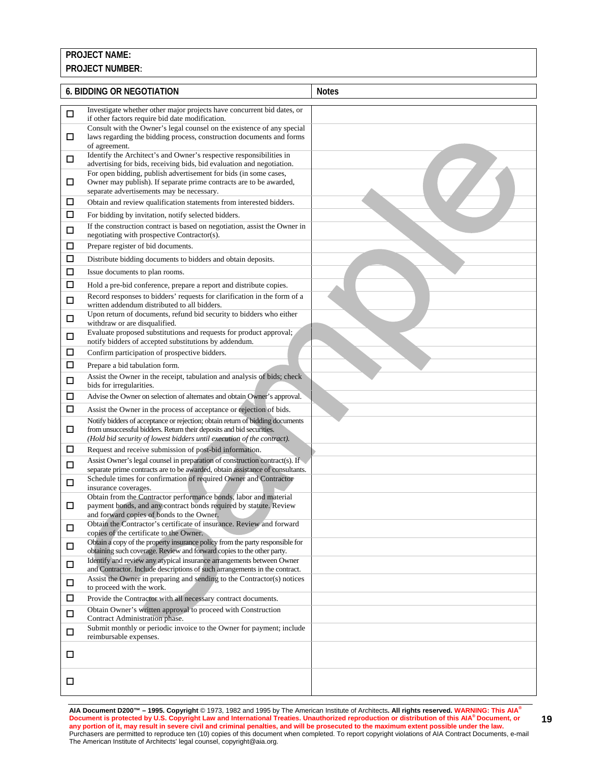**PROJECT NAME:**

**PROJECT NUMBER:**

| | 6. BIDDING OR NEGOTIATION | Notes |
|---|---|---|
| ☐ | Investigate whether other major projects have concurrent bid dates, or if other factors require bid date modification. | |
| ☐ | Consult with the Owner's legal counsel on the existence of any special laws regarding the bidding process, construction documents and forms of agreement. | |
| ☐ | Identify the Architect's and Owner's respective responsibilities in advertising for bids, receiving bids, bid evaluation and negotiation. | |
| ☐ | For open bidding, publish advertisement for bids (in some cases, Owner may publish). If separate prime contracts are to be awarded, separate advertisements may be necessary. | |
| ☐ | Obtain and review qualification statements from interested bidders. | |
| ☐ | For bidding by invitation, notify selected bidders. | |
| ☐ | If the construction contract is based on negotiation, assist the Owner in negotiating with prospective Contractor(s). | |
| ☐ | Prepare register of bid documents. | |
| ☐ | Distribute bidding documents to bidders and obtain deposits. | |
| ☐ | Issue documents to plan rooms. | |
| ☐ | Hold a pre-bid conference, prepare a report and distribute copies. | |
| ☐ | Record responses to bidders' requests for clarification in the form of a written addendum distributed to all bidders. | |
| ☐ | Upon return of documents, refund bid security to bidders who either withdraw or are disqualified. | |
| ☐ | Evaluate proposed substitutions and requests for product approval; notify bidders of accepted substitutions by addendum. | |
| ☐ | Confirm participation of prospective bidders. | |
| ☐ | Prepare a bid tabulation form. | |
| ☐ | Assist the Owner in the receipt, tabulation and analysis of bids; check bids for irregularities. | |
| ☐ | Advise the Owner on selection of alternates and obtain Owner's approval. | |
| ☐ | Assist the Owner in the process of acceptance or rejection of bids. | |
| ☐ | Notify bidders of acceptance or rejection; obtain return of bidding documents from unsuccessful bidders. Return their deposits and bid securities. *(Hold bid security of lowest bidders until execution of the contract).* | |
| ☐ | Request and receive submission of post-bid information. | |
| ☐ | Assist Owner's legal counsel in preparation of construction contract(s). If separate prime contracts are to be awarded, obtain assistance of consultants. | |
| ☐ | Schedule times for confirmation of required Owner and Contractor insurance coverages. | |
| ☐ | Obtain from the Contractor performance bonds, labor and material payment bonds, and any contract bonds required by statute. Review and forward copies of bonds to the Owner. | |
| ☐ | Obtain the Contractor's certificate of insurance. Review and forward copies of the certificate to the Owner. | |
| ☐ | Obtain a copy of the property insurance policy from the party responsible for obtaining such coverage. Review and forward copies to the other party. | |
| ☐ | Identify and review any atypical insurance arrangements between Owner and Contractor. Include descriptions of such arrangements in the contract. | |
| ☐ | Assist the Owner in preparing and sending to the Contractor(s) notices to proceed with the work. | |
| ☐ | Provide the Contractor with all necessary contract documents. | |
| ☐ | Obtain Owner's written approval to proceed with Construction Contract Administration phase. | |
| ☐ | Submit monthly or periodic invoice to the Owner for payment; include reimbursable expenses. | |
| ☐ | | |
| ☐ | | |

**AIA Document D200™ – 1995. Copyright** © 1973, 1982 and 1995 by The American Institute of Architects**. All rights reserved. WARNING: This AIA® Document is protected by U.S. Copyright Law and International Treaties. Unauthorized reproduction or distribution of this AIA® Document, or any portion of it, may result in severe civil and criminal penalties, and will be prosecuted to the maximum extent possible under the law.** Purchasers are permitted to reproduce ten (10) copies of this document when completed. To report copyright violations of AIA Contract Documents, e-mail The American Institute of Architects' legal counsel, copyright@aia.org.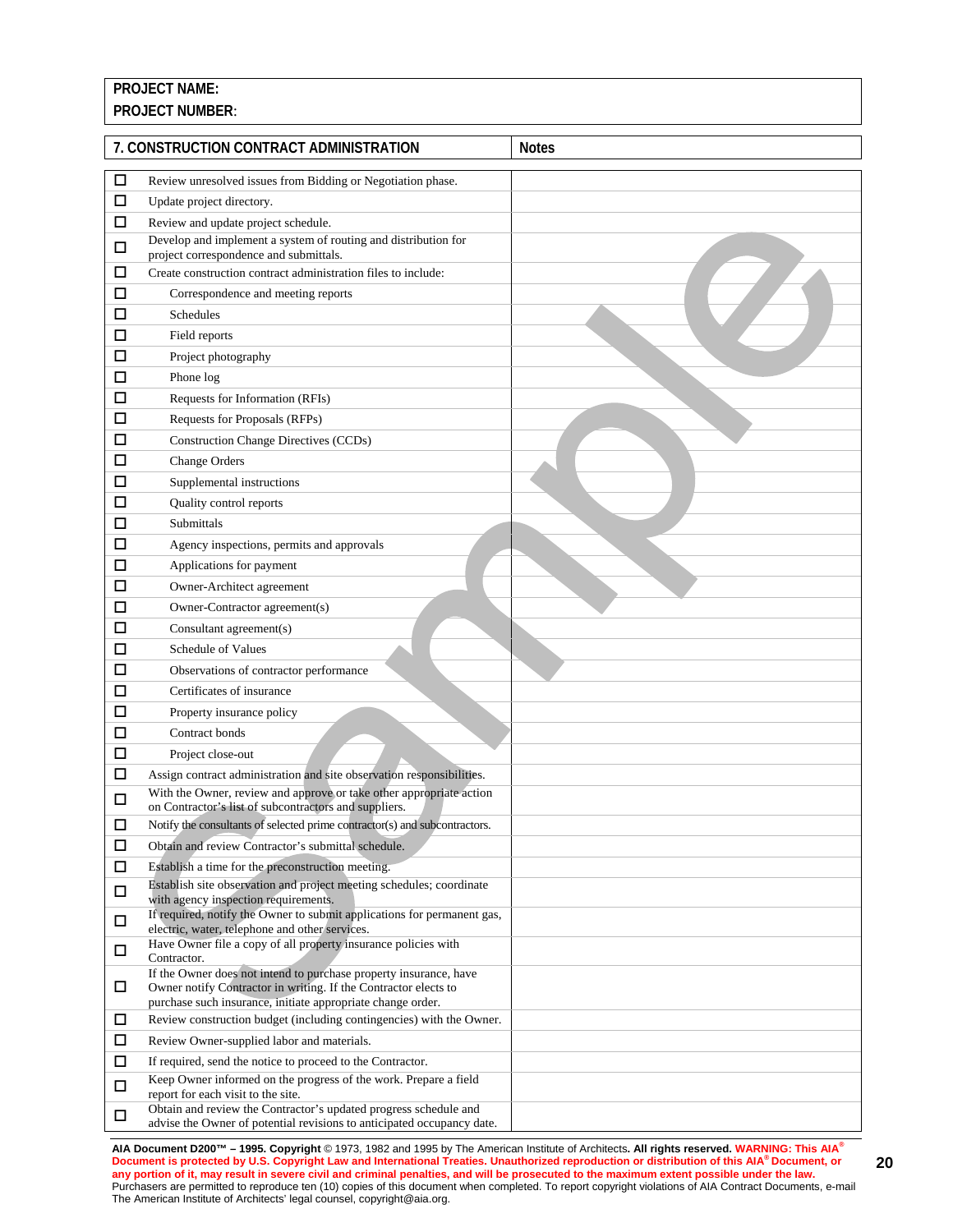**PROJECT NAME:**
**PROJECT NUMBER:**

| 7. CONSTRUCTION CONTRACT ADMINISTRATION | Notes |
|---|---|
| ☐ Review unresolved issues from Bidding or Negotiation phase. | |
| ☐ Update project directory. | |
| ☐ Review and update project schedule. | |
| ☐ Develop and implement a system of routing and distribution for project correspondence and submittals. | |
| ☐ Create construction contract administration files to include: | |
| ☐ Correspondence and meeting reports | |
| ☐ Schedules | |
| ☐ Field reports | |
| ☐ Project photography | |
| ☐ Phone log | |
| ☐ Requests for Information (RFIs) | |
| ☐ Requests for Proposals (RFPs) | |
| ☐ Construction Change Directives (CCDs) | |
| ☐ Change Orders | |
| ☐ Supplemental instructions | |
| ☐ Quality control reports | |
| ☐ Submittals | |
| ☐ Agency inspections, permits and approvals | |
| ☐ Applications for payment | |
| ☐ Owner-Architect agreement | |
| ☐ Owner-Contractor agreement(s) | |
| ☐ Consultant agreement(s) | |
| ☐ Schedule of Values | |
| ☐ Observations of contractor performance | |
| ☐ Certificates of insurance | |
| ☐ Property insurance policy | |
| ☐ Contract bonds | |
| ☐ Project close-out | |
| ☐ Assign contract administration and site observation responsibilities. | |
| ☐ With the Owner, review and approve or take other appropriate action on Contractor's list of subcontractors and suppliers. | |
| ☐ Notify the consultants of selected prime contractor(s) and subcontractors. | |
| ☐ Obtain and review Contractor's submittal schedule. | |
| ☐ Establish a time for the preconstruction meeting. | |
| ☐ Establish site observation and project meeting schedules; coordinate with agency inspection requirements. | |
| ☐ If required, notify the Owner to submit applications for permanent gas, electric, water, telephone and other services. | |
| ☐ Have Owner file a copy of all property insurance policies with Contractor. | |
| ☐ If the Owner does not intend to purchase property insurance, have Owner notify Contractor in writing. If the Contractor elects to purchase such insurance, initiate appropriate change order. | |
| ☐ Review construction budget (including contingencies) with the Owner. | |
| ☐ Review Owner-supplied labor and materials. | |
| ☐ If required, send the notice to proceed to the Contractor. | |
| ☐ Keep Owner informed on the progress of the work. Prepare a field report for each visit to the site. | |
| ☐ Obtain and review the Contractor's updated progress schedule and advise the Owner of potential revisions to anticipated occupancy date. | |

**AIA Document D200™ – 1995. Copyright** © 1973, 1982 and 1995 by The American Institute of Architects**. All rights reserved. WARNING: This AIA® Document is protected by U.S. Copyright Law and International Treaties. Unauthorized reproduction or distribution of this AIA® Document, or any portion of it, may result in severe civil and criminal penalties, and will be prosecuted to the maximum extent possible under the law.** Purchasers are permitted to reproduce ten (10) copies of this document when completed. To report copyright violations of AIA Contract Documents, e-mail The American Institute of Architects' legal counsel, copyright@aia.org.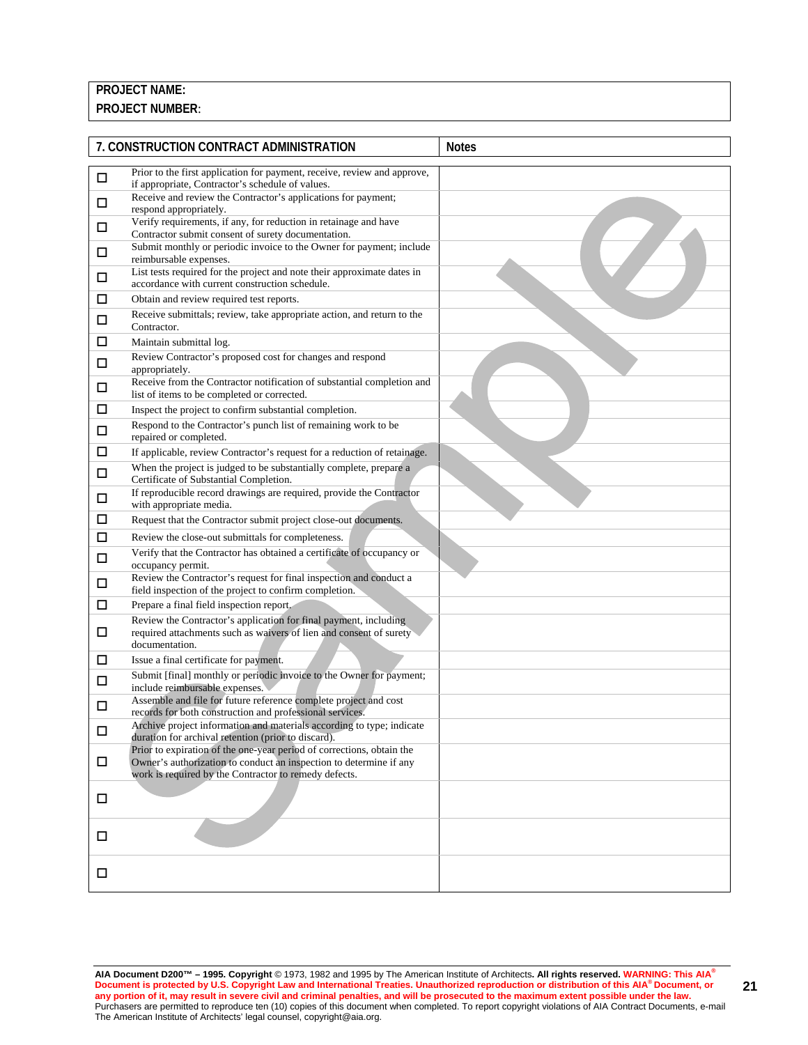| | |
|---|---|
| **PROJECT NAME:** | |
| **PROJECT NUMBER:** | |

| | **7. CONSTRUCTION CONTRACT ADMINISTRATION** | **Notes** |
|---|---|---|
| ☐ | Prior to the first application for payment, receive, review and approve, if appropriate, Contractor's schedule of values. | |
| ☐ | Receive and review the Contractor's applications for payment; respond appropriately. | |
| ☐ | Verify requirements, if any, for reduction in retainage and have Contractor submit consent of surety documentation. | |
| ☐ | Submit monthly or periodic invoice to the Owner for payment; include reimbursable expenses. | |
| ☐ | List tests required for the project and note their approximate dates in accordance with current construction schedule. | |
| ☐ | Obtain and review required test reports. | |
| ☐ | Receive submittals; review, take appropriate action, and return to the Contractor. | |
| ☐ | Maintain submittal log. | |
| ☐ | Review Contractor's proposed cost for changes and respond appropriately. | |
| ☐ | Receive from the Contractor notification of substantial completion and list of items to be completed or corrected. | |
| ☐ | Inspect the project to confirm substantial completion. | |
| ☐ | Respond to the Contractor's punch list of remaining work to be repaired or completed. | |
| ☐ | If applicable, review Contractor's request for a reduction of retainage. | |
| ☐ | When the project is judged to be substantially complete, prepare a Certificate of Substantial Completion. | |
| ☐ | If reproducible record drawings are required, provide the Contractor with appropriate media. | |
| ☐ | Request that the Contractor submit project close-out documents. | |
| ☐ | Review the close-out submittals for completeness. | |
| ☐ | Verify that the Contractor has obtained a certificate of occupancy or occupancy permit. | |
| ☐ | Review the Contractor's request for final inspection and conduct a field inspection of the project to confirm completion. | |
| ☐ | Prepare a final field inspection report. | |
| ☐ | Review the Contractor's application for final payment, including required attachments such as waivers of lien and consent of surety documentation. | |
| ☐ | Issue a final certificate for payment. | |
| ☐ | Submit [final] monthly or periodic invoice to the Owner for payment; include reimbursable expenses. | |
| ☐ | Assemble and file for future reference complete project and cost records for both construction and professional services. | |
| ☐ | Archive project information and materials according to type; indicate duration for archival retention (prior to discard). | |
| ☐ | Prior to expiration of the one-year period of corrections, obtain the Owner's authorization to conduct an inspection to determine if any work is required by the Contractor to remedy defects. | |
| ☐ | | |
| ☐ | | |
| ☐ | | |

**AIA Document D200™ – 1995. Copyright** © 1973, 1982 and 1995 by The American Institute of Architects**. All rights reserved. WARNING: This AIA® Document is protected by U.S. Copyright Law and International Treaties. Unauthorized reproduction or distribution of this AIA® Document, or any portion of it, may result in severe civil and criminal penalties, and will be prosecuted to the maximum extent possible under the law.** Purchasers are permitted to reproduce ten (10) copies of this document when completed. To report copyright violations of AIA Contract Documents, e-mail The American Institute of Architects' legal counsel, copyright@aia.org.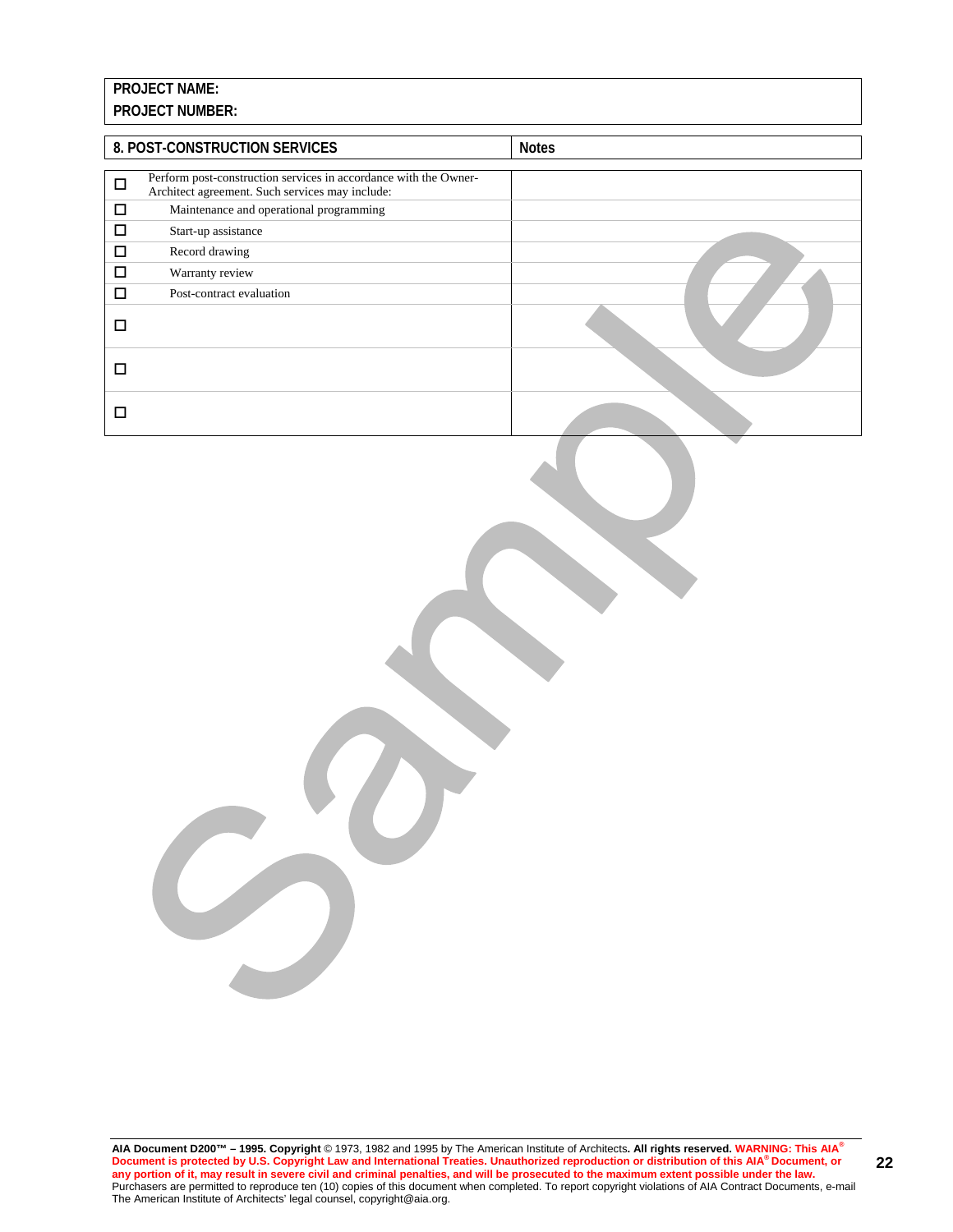**PROJECT NAME:**

**PROJECT NUMBER:**

| 8. POST-CONSTRUCTION SERVICES | | Notes |
|---|---|---|
| ☐ | Perform post-construction services in accordance with the Owner-Architect agreement. Such services may include: | |
| ☐ | Maintenance and operational programming | |
| ☐ | Start-up assistance | |
| ☐ | Record drawing | |
| ☐ | Warranty review | |
| ☐ | Post-contract evaluation | |
| ☐ | | |
| ☐ | | |
| ☐ | | |

**AIA Document D200™ – 1995. Copyright** © 1973, 1982 and 1995 by The American Institute of Architects**. All rights reserved. WARNING: This AIA® Document is protected by U.S. Copyright Law and International Treaties. Unauthorized reproduction or distribution of this AIA® Document, or any portion of it, may result in severe civil and criminal penalties, and will be prosecuted to the maximum extent possible under the law.** Purchasers are permitted to reproduce ten (10) copies of this document when completed. To report copyright violations of AIA Contract Documents, e-mail The American Institute of Architects' legal counsel, copyright@aia.org.